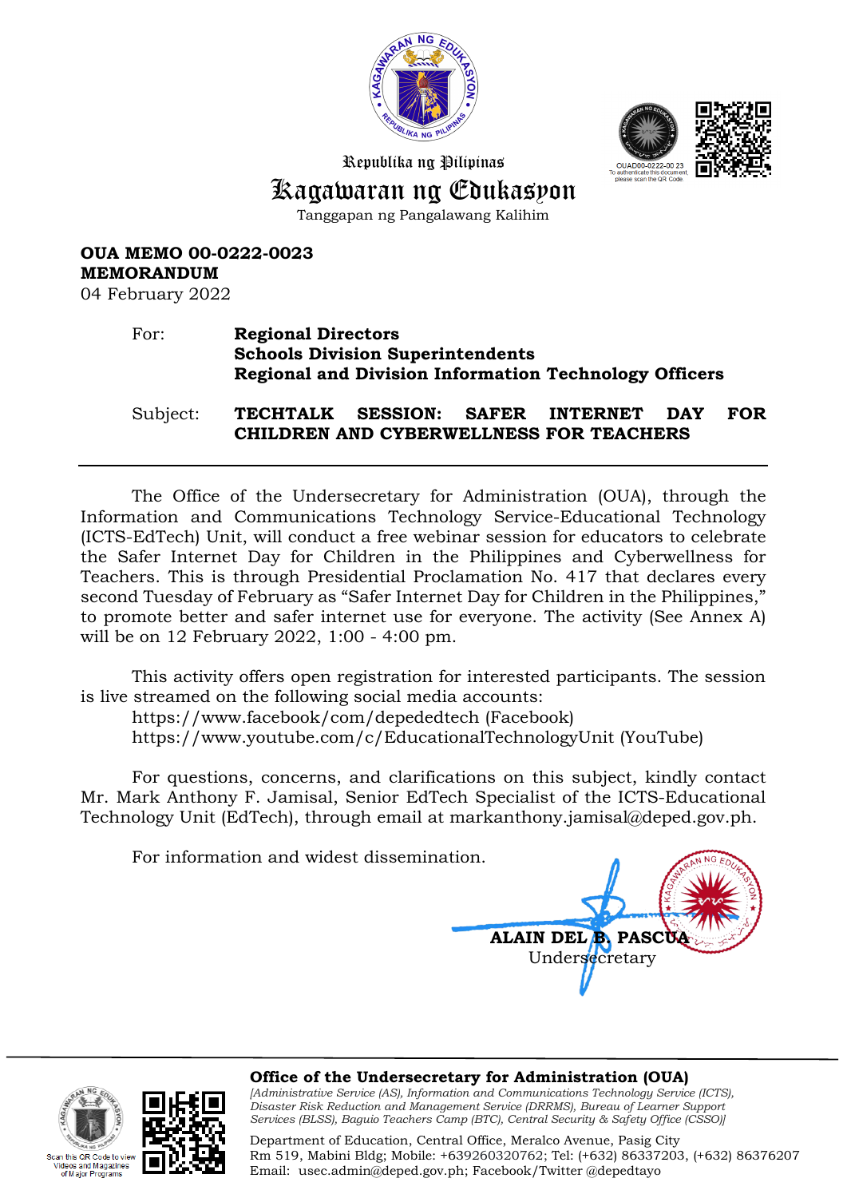Republika ng Pilipinas

# Kagawaran ng Edukasyon

Tanggapan ng Pangalawang Kalihim

OUAD00-0222-00 23
To authenticate this document, please scan the QR Code.

**OUA MEMO 00-0222-0023**
**MEMORANDUM**
04 February 2022

For: **Regional Directors**
**Schools Division Superintendents**
**Regional and Division Information Technology Officers**

Subject: **TECHTALK SESSION: SAFER INTERNET DAY FOR CHILDREN AND CYBERWELLNESS FOR TEACHERS**

---

The Office of the Undersecretary for Administration (OUA), through the Information and Communications Technology Service-Educational Technology (ICTS-EdTech) Unit, will conduct a free webinar session for educators to celebrate the Safer Internet Day for Children in the Philippines and Cyberwellness for Teachers. This is through Presidential Proclamation No. 417 that declares every second Tuesday of February as "Safer Internet Day for Children in the Philippines," to promote better and safer internet use for everyone. The activity (See Annex A) will be on 12 February 2022, 1:00 - 4:00 pm.

This activity offers open registration for interested participants. The session is live streamed on the following social media accounts:
https://www.facebook/com/depededtech (Facebook)
https://www.youtube.com/c/EducationalTechnologyUnit (YouTube)

For questions, concerns, and clarifications on this subject, kindly contact Mr. Mark Anthony F. Jamisal, Senior EdTech Specialist of the ICTS-Educational Technology Unit (EdTech), through email at markanthony.jamisal@deped.gov.ph.

For information and widest dissemination.

**ALAIN DEL B. PASCUA**
Undersecretary

---

**Office of the Undersecretary for Administration (OUA)**
*[Administrative Service (AS), Information and Communications Technology Service (ICTS), Disaster Risk Reduction and Management Service (DRRMS), Bureau of Learner Support Services (BLSS), Baguio Teachers Camp (BTC), Central Security & Safety Office (CSSO)]*

Department of Education, Central Office, Meralco Avenue, Pasig City
Rm 519, Mabini Bldg; Mobile: +639260320762; Tel: (+632) 86337203, (+632) 86376207
Email: usec.admin@deped.gov.ph; Facebook/Twitter @depedtayo

Scan this QR Code to view Videos and Magazines of Major Programs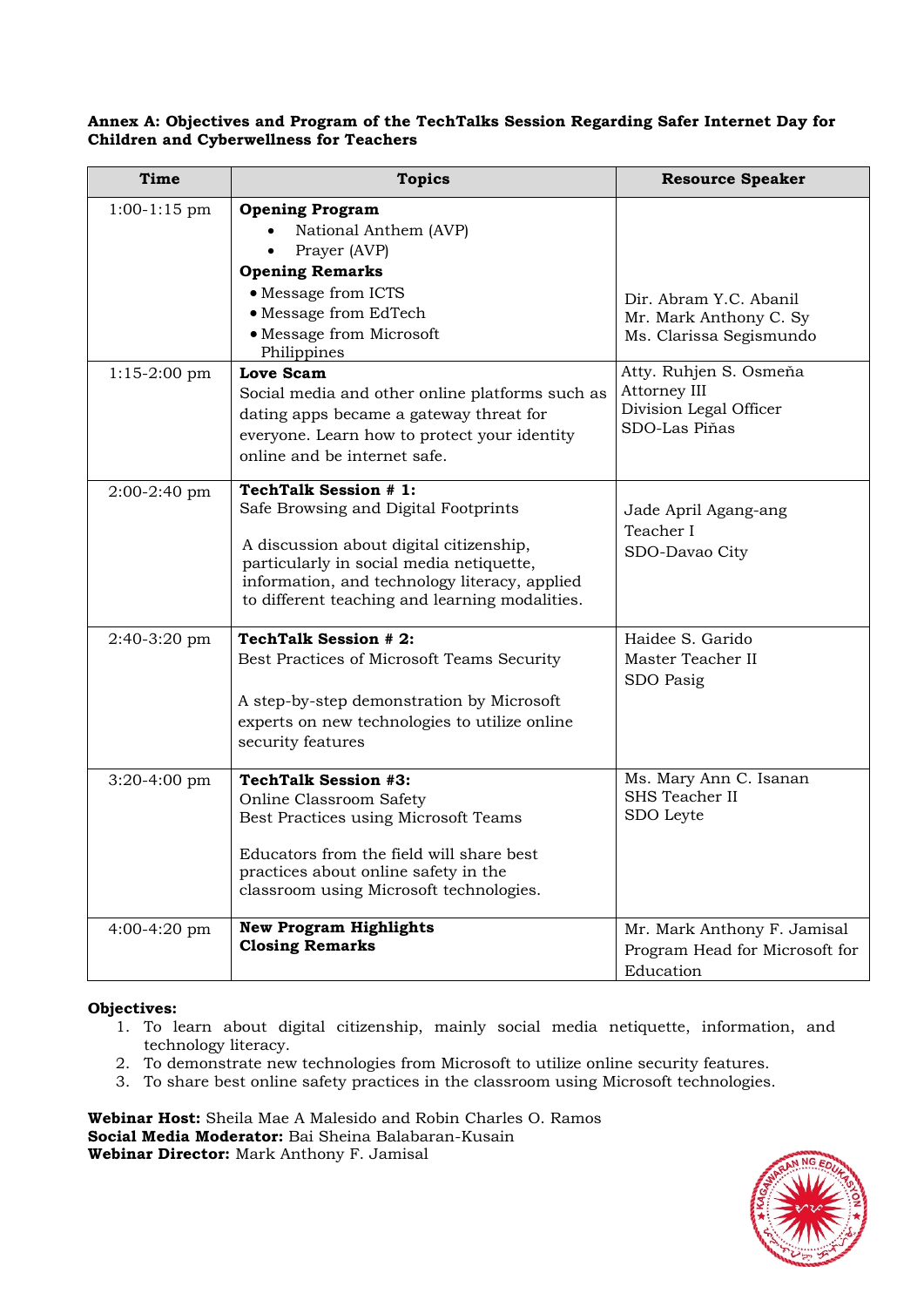**Annex A: Objectives and Program of the TechTalks Session Regarding Safer Internet Day for Children and Cyberwellness for Teachers**

| Time | Topics | Resource Speaker |
|---|---|---|
| 1:00-1:15 pm | **Opening Program**<br>• National Anthem (AVP)<br>• Prayer (AVP)<br>**Opening Remarks**<br>• Message from ICTS<br>• Message from EdTech<br>• Message from Microsoft Philippines | Dir. Abram Y.C. Abanil<br>Mr. Mark Anthony C. Sy<br>Ms. Clarissa Segismundo |
| 1:15-2:00 pm | **Love Scam**<br>Social media and other online platforms such as dating apps became a gateway threat for everyone. Learn how to protect your identity online and be internet safe. | Atty. Ruhjen S. Osmeña<br>Attorney III<br>Division Legal Officer<br>SDO-Las Piñas |
| 2:00-2:40 pm | **TechTalk Session # 1:**<br>Safe Browsing and Digital Footprints<br><br>A discussion about digital citizenship, particularly in social media netiquette, information, and technology literacy, applied to different teaching and learning modalities. | Jade April Agang-ang<br>Teacher I<br>SDO-Davao City |
| 2:40-3:20 pm | **TechTalk Session # 2:**<br>Best Practices of Microsoft Teams Security<br><br>A step-by-step demonstration by Microsoft experts on new technologies to utilize online security features | Haidee S. Garido<br>Master Teacher II<br>SDO Pasig |
| 3:20-4:00 pm | **TechTalk Session #3:**<br>Online Classroom Safety<br>Best Practices using Microsoft Teams<br><br>Educators from the field will share best practices about online safety in the classroom using Microsoft technologies. | Ms. Mary Ann C. Isanan<br>SHS Teacher II<br>SDO Leyte |
| 4:00-4:20 pm | **New Program Highlights**<br>**Closing Remarks** | Mr. Mark Anthony F. Jamisal<br>Program Head for Microsoft for Education |

**Objectives:**

1. To learn about digital citizenship, mainly social media netiquette, information, and technology literacy.
2. To demonstrate new technologies from Microsoft to utilize online security features.
3. To share best online safety practices in the classroom using Microsoft technologies.

**Webinar Host:** Sheila Mae A Malesido and Robin Charles O. Ramos
**Social Media Moderator:** Bai Sheina Balabaran-Kusain
**Webinar Director:** Mark Anthony F. Jamisal